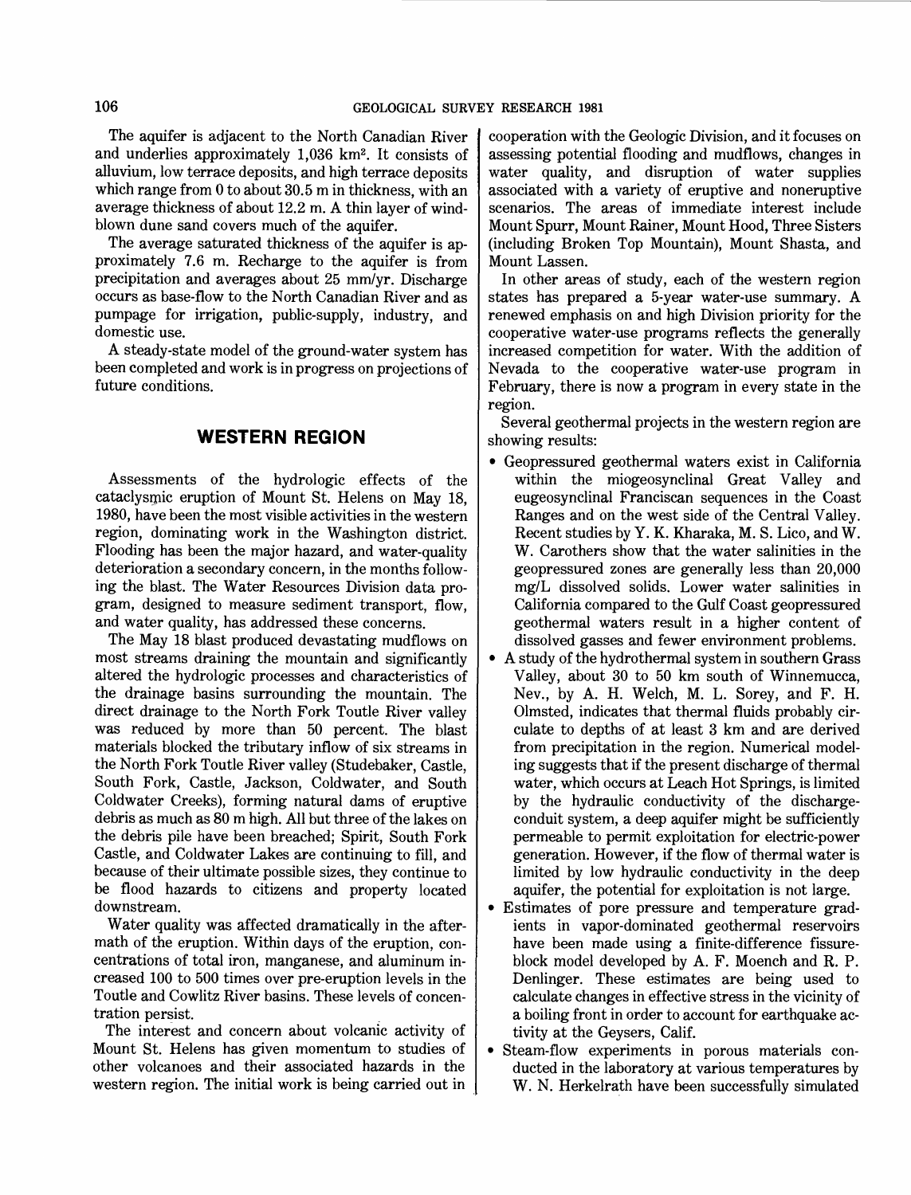The aquifer is adjacent to the North Canadian River and underlies approximately 1,036 km$^2$. It consists of alluvium, low terrace deposits, and high terrace deposits which range from 0 to about 30.5 m in thickness, with an average thickness of about 12.2 m. A thin layer of wind-blown dune sand covers much of the aquifer.

The average saturated thickness of the aquifer is approximately 7.6 m. Recharge to the aquifer is from precipitation and averages about 25 mm/yr. Discharge occurs as base-flow to the North Canadian River and as pumpage for irrigation, public-supply, industry, and domestic use.

A steady-state model of the ground-water system has been completed and work is in progress on projections of future conditions.

## WESTERN REGION

Assessments of the hydrologic effects of the cataclysmic eruption of Mount St. Helens on May 18, 1980, have been the most visible activities in the western region, dominating work in the Washington district. Flooding has been the major hazard, and water-quality deterioration a secondary concern, in the months following the blast. The Water Resources Division data program, designed to measure sediment transport, flow, and water quality, has addressed these concerns.

The May 18 blast produced devastating mudflows on most streams draining the mountain and significantly altered the hydrologic processes and characteristics of the drainage basins surrounding the mountain. The direct drainage to the North Fork Toutle River valley was reduced by more than 50 percent. The blast materials blocked the tributary inflow of six streams in the North Fork Toutle River valley (Studebaker, Castle, South Fork, Castle, Jackson, Coldwater, and South Coldwater Creeks), forming natural dams of eruptive debris as much as 80 m high. All but three of the lakes on the debris pile have been breached; Spirit, South Fork Castle, and Coldwater Lakes are continuing to fill, and because of their ultimate possible sizes, they continue to be flood hazards to citizens and property located downstream.

Water quality was affected dramatically in the aftermath of the eruption. Within days of the eruption, concentrations of total iron, manganese, and aluminum increased 100 to 500 times over pre-eruption levels in the Toutle and Cowlitz River basins. These levels of concentration persist.

The interest and concern about volcanic activity of Mount St. Helens has given momentum to studies of other volcanoes and their associated hazards in the western region. The initial work is being carried out in cooperation with the Geologic Division, and it focuses on assessing potential flooding and mudflows, changes in water quality, and disruption of water supplies associated with a variety of eruptive and noneruptive scenarios. The areas of immediate interest include Mount Spurr, Mount Rainer, Mount Hood, Three Sisters (including Broken Top Mountain), Mount Shasta, and Mount Lassen.

In other areas of study, each of the western region states has prepared a 5-year water-use summary. A renewed emphasis on and high Division priority for the cooperative water-use programs reflects the generally increased competition for water. With the addition of Nevada to the cooperative water-use program in February, there is now a program in every state in the region.

Several geothermal projects in the western region are showing results:

- Geopressured geothermal waters exist in California within the miogeosynclinal Great Valley and eugeosynclinal Franciscan sequences in the Coast Ranges and on the west side of the Central Valley. Recent studies by Y. K. Kharaka, M. S. Lico, and W. W. Carothers show that the water salinities in the geopressured zones are generally less than 20,000 mg/L dissolved solids. Lower water salinities in California compared to the Gulf Coast geopressured geothermal waters result in a higher content of dissolved gasses and fewer environment problems.
- A study of the hydrothermal system in southern Grass Valley, about 30 to 50 km south of Winnemucca, Nev., by A. H. Welch, M. L. Sorey, and F. H. Olmsted, indicates that thermal fluids probably circulate to depths of at least 3 km and are derived from precipitation in the region. Numerical modeling suggests that if the present discharge of thermal water, which occurs at Leach Hot Springs, is limited by the hydraulic conductivity of the discharge-conduit system, a deep aquifer might be sufficiently permeable to permit exploitation for electric-power generation. However, if the flow of thermal water is limited by low hydraulic conductivity in the deep aquifer, the potential for exploitation is not large.
- Estimates of pore pressure and temperature gradients in vapor-dominated geothermal reservoirs have been made using a finite-difference fissure-block model developed by A. F. Moench and R. P. Denlinger. These estimates are being used to calculate changes in effective stress in the vicinity of a boiling front in order to account for earthquake activity at the Geysers, Calif.
- Steam-flow experiments in porous materials conducted in the laboratory at various temperatures by W. N. Herkelrath have been successfully simulated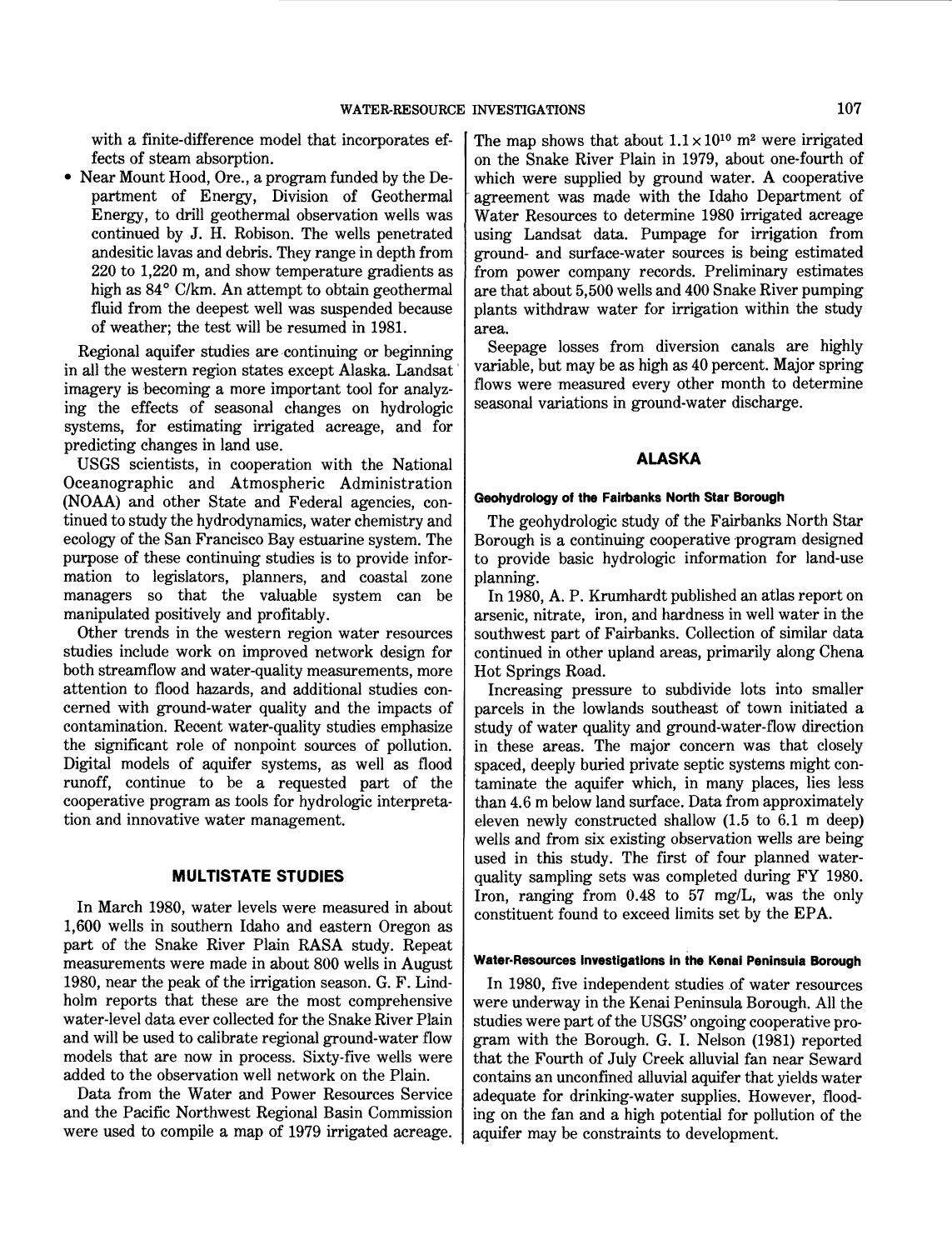with a finite-difference model that incorporates effects of steam absorption.

- Near Mount Hood, Ore., a program funded by the Department of Energy, Division of Geothermal Energy, to drill geothermal observation wells was continued by J. H. Robison. The wells penetrated andesitic lavas and debris. They range in depth from 220 to 1,220 m, and show temperature gradients as high as 84° C/km. An attempt to obtain geothermal fluid from the deepest well was suspended because of weather; the test will be resumed in 1981.

Regional aquifer studies are continuing or beginning in all the western region states except Alaska. Landsat imagery is becoming a more important tool for analyzing the effects of seasonal changes on hydrologic systems, for estimating irrigated acreage, and for predicting changes in land use.

USGS scientists, in cooperation with the National Oceanographic and Atmospheric Administration (NOAA) and other State and Federal agencies, continued to study the hydrodynamics, water chemistry and ecology of the San Francisco Bay estuarine system. The purpose of these continuing studies is to provide information to legislators, planners, and coastal zone managers so that the valuable system can be manipulated positively and profitably.

Other trends in the western region water resources studies include work on improved network design for both streamflow and water-quality measurements, more attention to flood hazards, and additional studies concerned with ground-water quality and the impacts of contamination. Recent water-quality studies emphasize the significant role of nonpoint sources of pollution. Digital models of aquifer systems, as well as flood runoff, continue to be a requested part of the cooperative program as tools for hydrologic interpretation and innovative water management.

## MULTISTATE STUDIES

In March 1980, water levels were measured in about 1,600 wells in southern Idaho and eastern Oregon as part of the Snake River Plain RASA study. Repeat measurements were made in about 800 wells in August 1980, near the peak of the irrigation season. G. F. Lindholm reports that these are the most comprehensive water-level data ever collected for the Snake River Plain and will be used to calibrate regional ground-water flow models that are now in process. Sixty-five wells were added to the observation well network on the Plain.

Data from the Water and Power Resources Service and the Pacific Northwest Regional Basin Commission were used to compile a map of 1979 irrigated acreage. The map shows that about $1.1 \times 10^{10}$ m$^2$ were irrigated on the Snake River Plain in 1979, about one-fourth of which were supplied by ground water. A cooperative agreement was made with the Idaho Department of Water Resources to determine 1980 irrigated acreage using Landsat data. Pumpage for irrigation from ground- and surface-water sources is being estimated from power company records. Preliminary estimates are that about 5,500 wells and 400 Snake River pumping plants withdraw water for irrigation within the study area.

Seepage losses from diversion canals are highly variable, but may be as high as 40 percent. Major spring flows were measured every other month to determine seasonal variations in ground-water discharge.

## ALASKA

### Geohydrology of the Fairbanks North Star Borough

The geohydrologic study of the Fairbanks North Star Borough is a continuing cooperative program designed to provide basic hydrologic information for land-use planning.

In 1980, A. P. Krumhardt published an atlas report on arsenic, nitrate, iron, and hardness in well water in the southwest part of Fairbanks. Collection of similar data continued in other upland areas, primarily along Chena Hot Springs Road.

Increasing pressure to subdivide lots into smaller parcels in the lowlands southeast of town initiated a study of water quality and ground-water-flow direction in these areas. The major concern was that closely spaced, deeply buried private septic systems might contaminate the aquifer which, in many places, lies less than 4.6 m below land surface. Data from approximately eleven newly constructed shallow (1.5 to 6.1 m deep) wells and from six existing observation wells are being used in this study. The first of four planned water-quality sampling sets was completed during FY 1980. Iron, ranging from 0.48 to 57 mg/L, was the only constituent found to exceed limits set by the EPA.

### Water-Resources Investigations in the Kenai Peninsula Borough

In 1980, five independent studies of water resources were underway in the Kenai Peninsula Borough. All the studies were part of the USGS' ongoing cooperative program with the Borough. G. I. Nelson (1981) reported that the Fourth of July Creek alluvial fan near Seward contains an unconfined alluvial aquifer that yields water adequate for drinking-water supplies. However, flooding on the fan and a high potential for pollution of the aquifer may be constraints to development.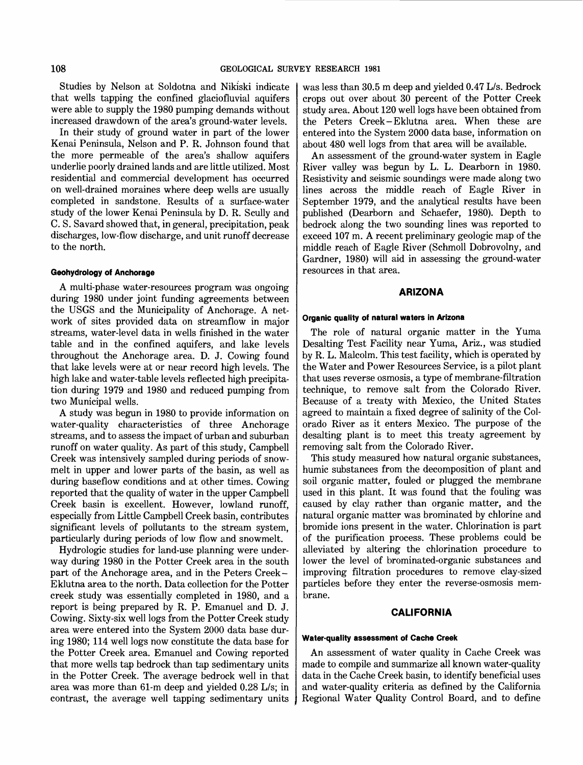Studies by Nelson at Soldotna and Nikiski indicate that wells tapping the confined glaciofluvial aquifers were able to supply the 1980 pumping demands without increased drawdown of the area's ground-water levels.

In their study of ground water in part of the lower Kenai Peninsula, Nelson and P. R. Johnson found that the more permeable of the area's shallow aquifers underlie poorly drained lands and are little utilized. Most residential and commercial development has occurred on well-drained moraines where deep wells are usually completed in sandstone. Results of a surface-water study of the lower Kenai Peninsula by D. R. Scully and C. S. Savard showed that, in general, precipitation, peak discharges, low-flow discharge, and unit runoff decrease to the north.

#### Geohydrology of Anchorage

A multi-phase water-resources program was ongoing during 1980 under joint funding agreements between the USGS and the Municipality of Anchorage. A network of sites provided data on streamflow in major streams, water-level data in wells finished in the water table and in the confined aquifers, and lake levels throughout the Anchorage area. D. J. Cowing found that lake levels were at or near record high levels. The high lake and water-table levels reflected high precipitation during 1979 and 1980 and reduced pumping from two Municipal wells.

A study was begun in 1980 to provide information on water-quality characteristics of three Anchorage streams, and to assess the impact of urban and suburban runoff on water quality. As part of this study, Campbell Creek was intensively sampled during periods of snowmelt in upper and lower parts of the basin, as well as during baseflow conditions and at other times. Cowing reported that the quality of water in the upper Campbell Creek basin is excellent. However, lowland runoff, especially from Little Campbell Creek basin, contributes significant levels of pollutants to the stream system, particularly during periods of low flow and snowmelt.

Hydrologic studies for land-use planning were underway during 1980 in the Potter Creek area in the south part of the Anchorage area, and in the Peters Creek–Eklutna area to the north. Data collection for the Potter creek study was essentially completed in 1980, and a report is being prepared by R. P. Emanuel and D. J. Cowing. Sixty-six well logs from the Potter Creek study area were entered into the System 2000 data base during 1980; 114 well logs now constitute the data base for the Potter Creek area. Emanuel and Cowing reported that more wells tap bedrock than tap sedimentary units in the Potter Creek. The average bedrock well in that area was more than 61-m deep and yielded 0.28 L/s; in contrast, the average well tapping sedimentary units was less than 30.5 m deep and yielded 0.47 L/s. Bedrock crops out over about 30 percent of the Potter Creek study area. About 120 well logs have been obtained from the Peters Creek–Eklutna area. When these are entered into the System 2000 data base, information on about 480 well logs from that area will be available.

An assessment of the ground-water system in Eagle River valley was begun by L. L. Dearborn in 1980. Resistivity and seismic soundings were made along two lines across the middle reach of Eagle River in September 1979, and the analytical results have been published (Dearborn and Schaefer, 1980). Depth to bedrock along the two sounding lines was reported to exceed 107 m. A recent preliminary geologic map of the middle reach of Eagle River (Schmoll Dobrovolny, and Gardner, 1980) will aid in assessing the ground-water resources in that area.

## ARIZONA

#### Organic quality of natural waters in Arizona

The role of natural organic matter in the Yuma Desalting Test Facility near Yuma, Ariz., was studied by R. L. Malcolm. This test facility, which is operated by the Water and Power Resources Service, is a pilot plant that uses reverse osmosis, a type of membrane-filtration technique, to remove salt from the Colorado River. Because of a treaty with Mexico, the United States agreed to maintain a fixed degree of salinity of the Colorado River as it enters Mexico. The purpose of the desalting plant is to meet this treaty agreement by removing salt from the Colorado River.

This study measured how natural organic substances, humic substances from the decomposition of plant and soil organic matter, fouled or plugged the membrane used in this plant. It was found that the fouling was caused by clay rather than organic matter, and the natural organic matter was brominated by chlorine and bromide ions present in the water. Chlorination is part of the purification process. These problems could be alleviated by altering the chlorination procedure to lower the level of brominated-organic substances and improving filtration procedures to remove clay-sized particles before they enter the reverse-osmosis membrane.

## CALIFORNIA

#### Water-quality assessment of Cache Creek

An assessment of water quality in Cache Creek was made to compile and summarize all known water-quality data in the Cache Creek basin, to identify beneficial uses and water-quality criteria as defined by the California Regional Water Quality Control Board, and to define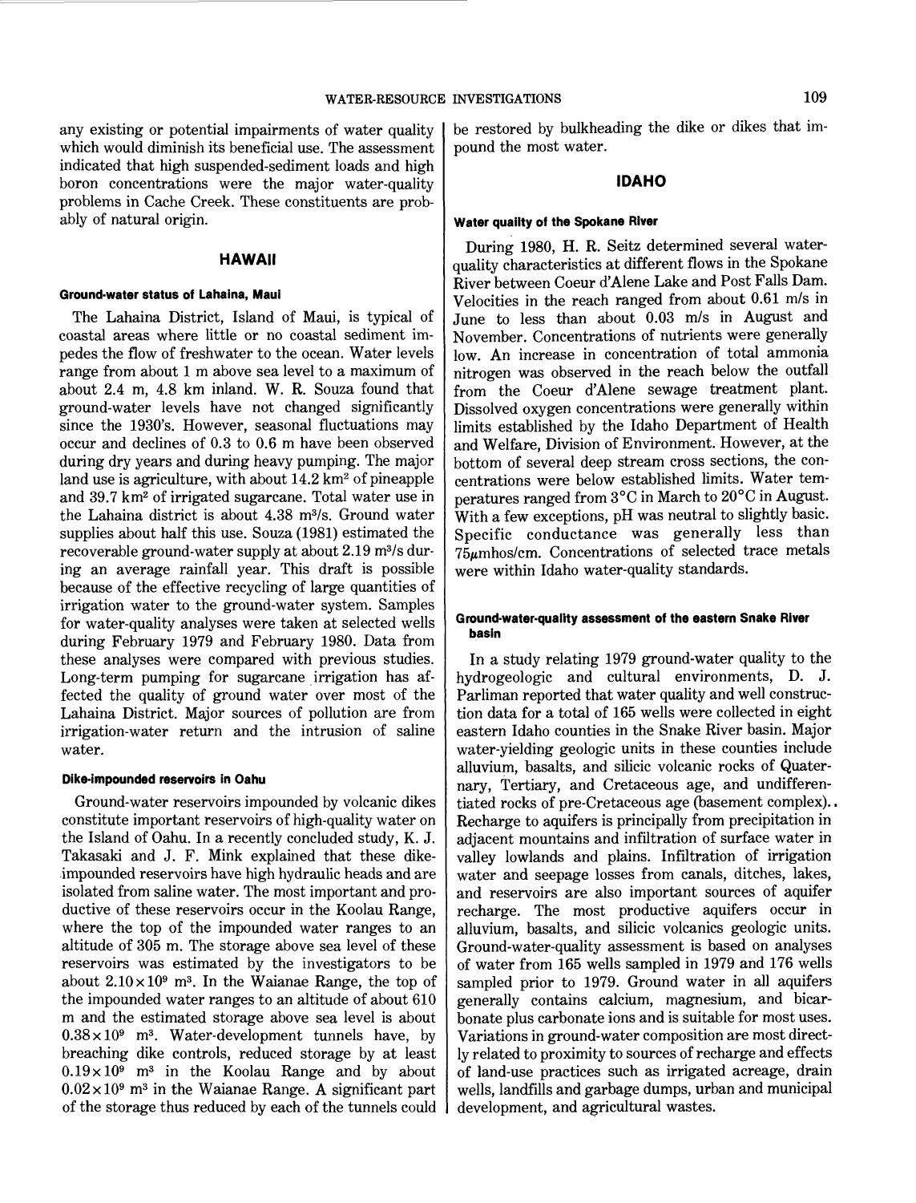any existing or potential impairments of water quality which would diminish its beneficial use. The assessment indicated that high suspended-sediment loads and high boron concentrations were the major water-quality problems in Cache Creek. These constituents are probably of natural origin.

## HAWAII

### Ground-water status of Lahaina, Maui

The Lahaina District, Island of Maui, is typical of coastal areas where little or no coastal sediment impedes the flow of freshwater to the ocean. Water levels range from about 1 m above sea level to a maximum of about 2.4 m, 4.8 km inland. W. R. Souza found that ground-water levels have not changed significantly since the 1930's. However, seasonal fluctuations may occur and declines of 0.3 to 0.6 m have been observed during dry years and during heavy pumping. The major land use is agriculture, with about 14.2 km$^2$ of pineapple and 39.7 km$^2$ of irrigated sugarcane. Total water use in the Lahaina district is about 4.38 m$^3$/s. Ground water supplies about half this use. Souza (1981) estimated the recoverable ground-water supply at about 2.19 m$^3$/s during an average rainfall year. This draft is possible because of the effective recycling of large quantities of irrigation water to the ground-water system. Samples for water-quality analyses were taken at selected wells during February 1979 and February 1980. Data from these analyses were compared with previous studies. Long-term pumping for sugarcane irrigation has affected the quality of ground water over most of the Lahaina District. Major sources of pollution are from irrigation-water return and the intrusion of saline water.

### Dike-impounded reservoirs in Oahu

Ground-water reservoirs impounded by volcanic dikes constitute important reservoirs of high-quality water on the Island of Oahu. In a recently concluded study, K. J. Takasaki and J. F. Mink explained that these dike-impounded reservoirs have high hydraulic heads and are isolated from saline water. The most important and productive of these reservoirs occur in the Koolau Range, where the top of the impounded water ranges to an altitude of 305 m. The storage above sea level of these reservoirs was estimated by the investigators to be about $2.10 \times 10^9$ m$^3$. In the Waianae Range, the top of the impounded water ranges to an altitude of about 610 m and the estimated storage above sea level is about $0.38 \times 10^9$ m$^3$. Water-development tunnels have, by breaching dike controls, reduced storage by at least $0.19 \times 10^9$ m$^3$ in the Koolau Range and by about $0.02 \times 10^9$ m$^3$ in the Waianae Range. A significant part of the storage thus reduced by each of the tunnels could be restored by bulkheading the dike or dikes that impound the most water.

## IDAHO

### Water quality of the Spokane River

During 1980, H. R. Seitz determined several water-quality characteristics at different flows in the Spokane River between Coeur d'Alene Lake and Post Falls Dam. Velocities in the reach ranged from about 0.61 m/s in June to less than about 0.03 m/s in August and November. Concentrations of nutrients were generally low. An increase in concentration of total ammonia nitrogen was observed in the reach below the outfall from the Coeur d'Alene sewage treatment plant. Dissolved oxygen concentrations were generally within limits established by the Idaho Department of Health and Welfare, Division of Environment. However, at the bottom of several deep stream cross sections, the concentrations were below established limits. Water temperatures ranged from 3°C in March to 20°C in August. With a few exceptions, pH was neutral to slightly basic. Specific conductance was generally less than 75$\mu$mhos/cm. Concentrations of selected trace metals were within Idaho water-quality standards.

### Ground-water-quality assessment of the eastern Snake River basin

In a study relating 1979 ground-water quality to the hydrogeologic and cultural environments, D. J. Parliman reported that water quality and well construction data for a total of 165 wells were collected in eight eastern Idaho counties in the Snake River basin. Major water-yielding geologic units in these counties include alluvium, basalts, and silicic volcanic rocks of Quaternary, Tertiary, and Cretaceous age, and undifferentiated rocks of pre-Cretaceous age (basement complex).. Recharge to aquifers is principally from precipitation in adjacent mountains and infiltration of surface water in valley lowlands and plains. Infiltration of irrigation water and seepage losses from canals, ditches, lakes, and reservoirs are also important sources of aquifer recharge. The most productive aquifers occur in alluvium, basalts, and silicic volcanics geologic units. Ground-water-quality assessment is based on analyses of water from 165 wells sampled in 1979 and 176 wells sampled prior to 1979. Ground water in all aquifers generally contains calcium, magnesium, and bicarbonate plus carbonate ions and is suitable for most uses. Variations in ground-water composition are most directly related to proximity to sources of recharge and effects of land-use practices such as irrigated acreage, drain wells, landfills and garbage dumps, urban and municipal development, and agricultural wastes.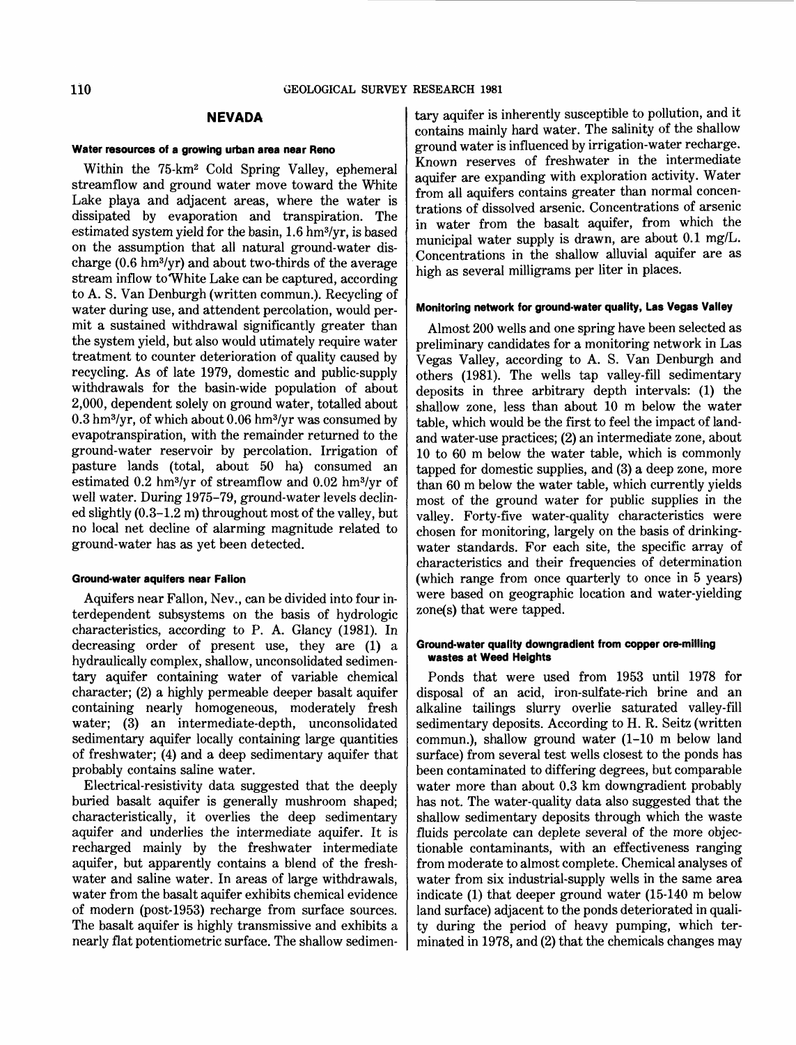## NEVADA

### Water resources of a growing urban area near Reno

Within the 75-$km^2$ Cold Spring Valley, ephemeral streamflow and ground water move toward the White Lake playa and adjacent areas, where the water is dissipated by evaporation and transpiration. The estimated system yield for the basin, 1.6 $hm^3/yr$, is based on the assumption that all natural ground-water discharge (0.6 $hm^3/yr$) and about two-thirds of the average stream inflow to White Lake can be captured, according to A. S. Van Denburgh (written commun.). Recycling of water during use, and attendent percolation, would permit a sustained withdrawal significantly greater than the system yield, but also would utimately require water treatment to counter deterioration of quality caused by recycling. As of late 1979, domestic and public-supply withdrawals for the basin-wide population of about 2,000, dependent solely on ground water, totalled about 0.3 $hm^3/yr$, of which about 0.06 $hm^3/yr$ was consumed by evapotranspiration, with the remainder returned to the ground-water reservoir by percolation. Irrigation of pasture lands (total, about 50 ha) consumed an estimated 0.2 $hm^3/yr$ of streamflow and 0.02 $hm^3/yr$ of well water. During 1975–79, ground-water levels declined slightly (0.3–1.2 m) throughout most of the valley, but no local net decline of alarming magnitude related to ground-water has as yet been detected.

### Ground-water aquifers near Fallon

Aquifers near Fallon, Nev., can be divided into four interdependent subsystems on the basis of hydrologic characteristics, according to P. A. Glancy (1981). In decreasing order of present use, they are (1) a hydraulically complex, shallow, unconsolidated sedimentary aquifer containing water of variable chemical character; (2) a highly permeable deeper basalt aquifer containing nearly homogeneous, moderately fresh water; (3) an intermediate-depth, unconsolidated sedimentary aquifer locally containing large quantities of freshwater; (4) and a deep sedimentary aquifer that probably contains saline water.

Electrical-resistivity data suggested that the deeply buried basalt aquifer is generally mushroom shaped; characteristically, it overlies the deep sedimentary aquifer and underlies the intermediate aquifer. It is recharged mainly by the freshwater intermediate aquifer, but apparently contains a blend of the freshwater and saline water. In areas of large withdrawals, water from the basalt aquifer exhibits chemical evidence of modern (post-1953) recharge from surface sources. The basalt aquifer is highly transmissive and exhibits a nearly flat potentiometric surface. The shallow sedimentary aquifer is inherently susceptible to pollution, and it contains mainly hard water. The salinity of the shallow ground water is influenced by irrigation-water recharge. Known reserves of freshwater in the intermediate aquifer are expanding with exploration activity. Water from all aquifers contains greater than normal concentrations of dissolved arsenic. Concentrations of arsenic in water from the basalt aquifer, from which the municipal water supply is drawn, are about 0.1 mg/L. Concentrations in the shallow alluvial aquifer are as high as several milligrams per liter in places.

### Monitoring network for ground-water quality, Las Vegas Valley

Almost 200 wells and one spring have been selected as preliminary candidates for a monitoring network in Las Vegas Valley, according to A. S. Van Denburgh and others (1981). The wells tap valley-fill sedimentary deposits in three arbitrary depth intervals: (1) the shallow zone, less than about 10 m below the water table, which would be the first to feel the impact of land- and water-use practices; (2) an intermediate zone, about 10 to 60 m below the water table, which is commonly tapped for domestic supplies, and (3) a deep zone, more than 60 m below the water table, which currently yields most of the ground water for public supplies in the valley. Forty-five water-quality characteristics were chosen for monitoring, largely on the basis of drinking-water standards. For each site, the specific array of characteristics and their frequencies of determination (which range from once quarterly to once in 5 years) were based on geographic location and water-yielding zone(s) that were tapped.

### Ground-water quality downgradient from copper ore-milling wastes at Weed Heights

Ponds that were used from 1953 until 1978 for disposal of an acid, iron-sulfate-rich brine and an alkaline tailings slurry overlie saturated valley-fill sedimentary deposits. According to H. R. Seitz (written commun.), shallow ground water (1–10 m below land surface) from several test wells closest to the ponds has been contaminated to differing degrees, but comparable water more than about 0.3 km downgradient probably has not. The water-quality data also suggested that the shallow sedimentary deposits through which the waste fluids percolate can deplete several of the more objectionable contaminants, with an effectiveness ranging from moderate to almost complete. Chemical analyses of water from six industrial-supply wells in the same area indicate (1) that deeper ground water (15-140 m below land surface) adjacent to the ponds deteriorated in quality during the period of heavy pumping, which terminated in 1978, and (2) that the chemicals changes may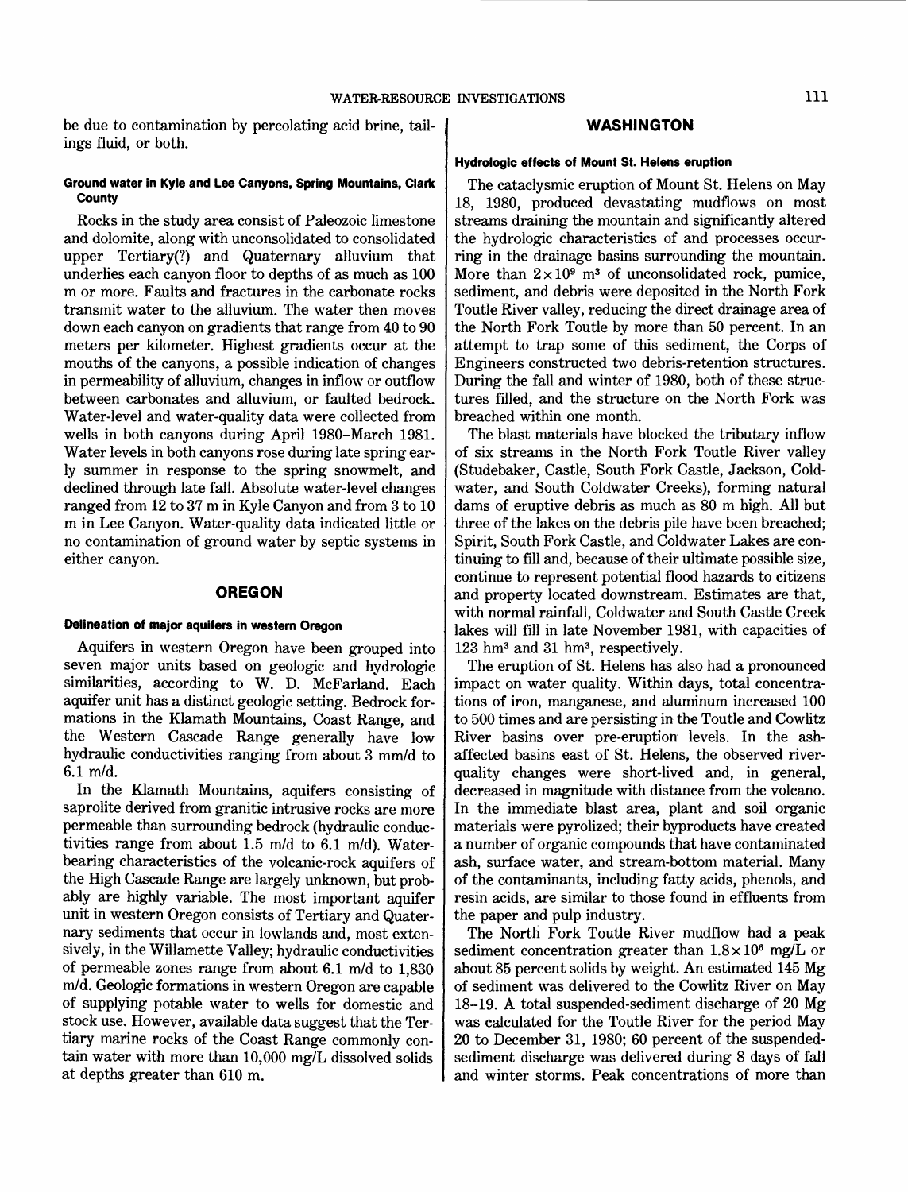be due to contamination by percolating acid brine, tailings fluid, or both.

### Ground water in Kyle and Lee Canyons, Spring Mountains, Clark County

Rocks in the study area consist of Paleozoic limestone and dolomite, along with unconsolidated to consolidated upper Tertiary(?) and Quaternary alluvium that underlies each canyon floor to depths of as much as 100 m or more. Faults and fractures in the carbonate rocks transmit water to the alluvium. The water then moves down each canyon on gradients that range from 40 to 90 meters per kilometer. Highest gradients occur at the mouths of the canyons, a possible indication of changes in permeability of alluvium, changes in inflow or outflow between carbonates and alluvium, or faulted bedrock. Water-level and water-quality data were collected from wells in both canyons during April 1980–March 1981. Water levels in both canyons rose during late spring early summer in response to the spring snowmelt, and declined through late fall. Absolute water-level changes ranged from 12 to 37 m in Kyle Canyon and from 3 to 10 m in Lee Canyon. Water-quality data indicated little or no contamination of ground water by septic systems in either canyon.

## OREGON

### Delineation of major aquifers in western Oregon

Aquifers in western Oregon have been grouped into seven major units based on geologic and hydrologic similarities, according to W. D. McFarland. Each aquifer unit has a distinct geologic setting. Bedrock formations in the Klamath Mountains, Coast Range, and the Western Cascade Range generally have low hydraulic conductivities ranging from about 3 mm/d to 6.1 m/d.

In the Klamath Mountains, aquifers consisting of saprolite derived from granitic intrusive rocks are more permeable than surrounding bedrock (hydraulic conductivities range from about 1.5 m/d to 6.1 m/d). Water-bearing characteristics of the volcanic-rock aquifers of the High Cascade Range are largely unknown, but probably are highly variable. The most important aquifer unit in western Oregon consists of Tertiary and Quaternary sediments that occur in lowlands and, most extensively, in the Willamette Valley; hydraulic conductivities of permeable zones range from about 6.1 m/d to 1,830 m/d. Geologic formations in western Oregon are capable of supplying potable water to wells for domestic and stock use. However, available data suggest that the Tertiary marine rocks of the Coast Range commonly contain water with more than 10,000 mg/L dissolved solids at depths greater than 610 m.

## WASHINGTON

### Hydrologic effects of Mount St. Helens eruption

The cataclysmic eruption of Mount St. Helens on May 18, 1980, produced devastating mudflows on most streams draining the mountain and significantly altered the hydrologic characteristics of and processes occurring in the drainage basins surrounding the mountain. More than $2 \times 10^9$ m$^3$ of unconsolidated rock, pumice, sediment, and debris were deposited in the North Fork Toutle River valley, reducing the direct drainage area of the North Fork Toutle by more than 50 percent. In an attempt to trap some of this sediment, the Corps of Engineers constructed two debris-retention structures. During the fall and winter of 1980, both of these structures filled, and the structure on the North Fork was breached within one month.

The blast materials have blocked the tributary inflow of six streams in the North Fork Toutle River valley (Studebaker, Castle, South Fork Castle, Jackson, Coldwater, and South Coldwater Creeks), forming natural dams of eruptive debris as much as 80 m high. All but three of the lakes on the debris pile have been breached; Spirit, South Fork Castle, and Coldwater Lakes are continuing to fill and, because of their ultimate possible size, continue to represent potential flood hazards to citizens and property located downstream. Estimates are that, with normal rainfall, Coldwater and South Castle Creek lakes will fill in late November 1981, with capacities of 123 hm$^3$ and 31 hm$^3$, respectively.

The eruption of St. Helens has also had a pronounced impact on water quality. Within days, total concentrations of iron, manganese, and aluminum increased 100 to 500 times and are persisting in the Toutle and Cowlitz River basins over pre-eruption levels. In the ash-affected basins east of St. Helens, the observed river-quality changes were short-lived and, in general, decreased in magnitude with distance from the volcano. In the immediate blast area, plant and soil organic materials were pyrolized; their byproducts have created a number of organic compounds that have contaminated ash, surface water, and stream-bottom material. Many of the contaminants, including fatty acids, phenols, and resin acids, are similar to those found in effluents from the paper and pulp industry.

The North Fork Toutle River mudflow had a peak sediment concentration greater than $1.8 \times 10^6$ mg/L or about 85 percent solids by weight. An estimated 145 Mg of sediment was delivered to the Cowlitz River on May 18–19. A total suspended-sediment discharge of 20 Mg was calculated for the Toutle River for the period May 20 to December 31, 1980; 60 percent of the suspended-sediment discharge was delivered during 8 days of fall and winter storms. Peak concentrations of more than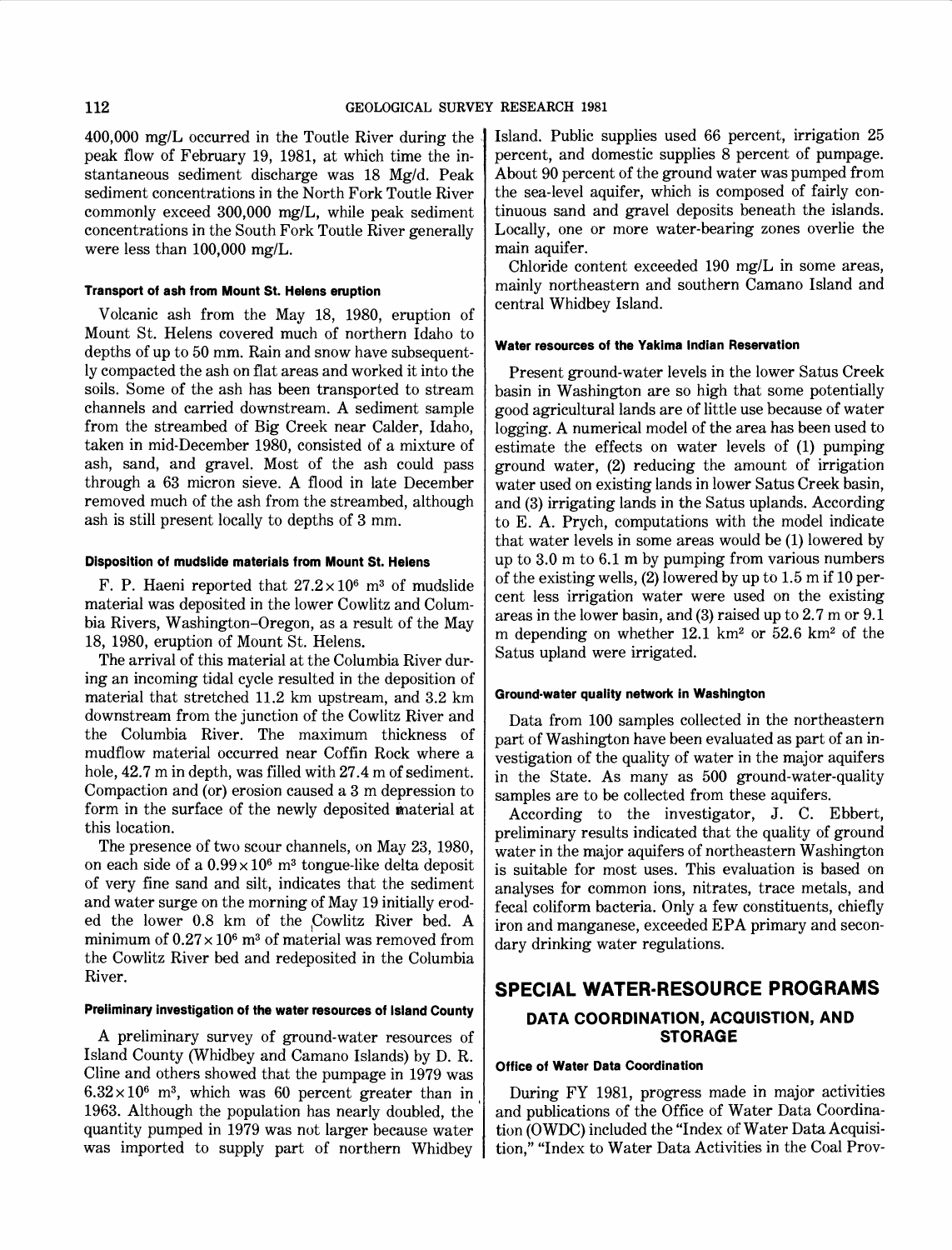400,000 mg/L occurred in the Toutle River during the peak flow of February 19, 1981, at which time the instantaneous sediment discharge was 18 Mg/d. Peak sediment concentrations in the North Fork Toutle River commonly exceed 300,000 mg/L, while peak sediment concentrations in the South Fork Toutle River generally were less than 100,000 mg/L.

#### Transport of ash from Mount St. Helens eruption

Volcanic ash from the May 18, 1980, eruption of Mount St. Helens covered much of northern Idaho to depths of up to 50 mm. Rain and snow have subsequently compacted the ash on flat areas and worked it into the soils. Some of the ash has been transported to stream channels and carried downstream. A sediment sample from the streambed of Big Creek near Calder, Idaho, taken in mid-December 1980, consisted of a mixture of ash, sand, and gravel. Most of the ash could pass through a 63 micron sieve. A flood in late December removed much of the ash from the streambed, although ash is still present locally to depths of 3 mm.

#### Disposition of mudslide materials from Mount St. Helens

F. P. Haeni reported that $27.2 \times 10^6$ m$^3$ of mudslide material was deposited in the lower Cowlitz and Columbia Rivers, Washington–Oregon, as a result of the May 18, 1980, eruption of Mount St. Helens.

The arrival of this material at the Columbia River during an incoming tidal cycle resulted in the deposition of material that stretched 11.2 km upstream, and 3.2 km downstream from the junction of the Cowlitz River and the Columbia River. The maximum thickness of mudflow material occurred near Coffin Rock where a hole, 42.7 m in depth, was filled with 27.4 m of sediment. Compaction and (or) erosion caused a 3 m depression to form in the surface of the newly deposited material at this location.

The presence of two scour channels, on May 23, 1980, on each side of a $0.99 \times 10^6$ m$^3$ tongue-like delta deposit of very fine sand and silt, indicates that the sediment and water surge on the morning of May 19 initially eroded the lower 0.8 km of the Cowlitz River bed. A minimum of $0.27 \times 10^6$ m$^3$ of material was removed from the Cowlitz River bed and redeposited in the Columbia River.

#### Preliminary investigation of the water resources of Island County

A preliminary survey of ground-water resources of Island County (Whidbey and Camano Islands) by D. R. Cline and others showed that the pumpage in 1979 was $6.32 \times 10^6$ m$^3$, which was 60 percent greater than in 1963. Although the population has nearly doubled, the quantity pumped in 1979 was not larger because water was imported to supply part of northern Whidbey Island. Public supplies used 66 percent, irrigation 25 percent, and domestic supplies 8 percent of pumpage. About 90 percent of the ground water was pumped from the sea-level aquifer, which is composed of fairly continuous sand and gravel deposits beneath the islands. Locally, one or more water-bearing zones overlie the main aquifer.

Chloride content exceeded 190 mg/L in some areas, mainly northeastern and southern Camano Island and central Whidbey Island.

#### Water resources of the Yakima Indian Reservation

Present ground-water levels in the lower Satus Creek basin in Washington are so high that some potentially good agricultural lands are of little use because of water logging. A numerical model of the area has been used to estimate the effects on water levels of (1) pumping ground water, (2) reducing the amount of irrigation water used on existing lands in lower Satus Creek basin, and (3) irrigating lands in the Satus uplands. According to E. A. Prych, computations with the model indicate that water levels in some areas would be (1) lowered by up to 3.0 m to 6.1 m by pumping from various numbers of the existing wells, (2) lowered by up to 1.5 m if 10 percent less irrigation water were used on the existing areas in the lower basin, and (3) raised up to 2.7 m or 9.1 m depending on whether 12.1 km$^2$ or 52.6 km$^2$ of the Satus upland were irrigated.

#### Ground-water quality network in Washington

Data from 100 samples collected in the northeastern part of Washington have been evaluated as part of an investigation of the quality of water in the major aquifers in the State. As many as 500 ground-water-quality samples are to be collected from these aquifers.

According to the investigator, J. C. Ebbert, preliminary results indicated that the quality of ground water in the major aquifers of northeastern Washington is suitable for most uses. This evaluation is based on analyses for common ions, nitrates, trace metals, and fecal coliform bacteria. Only a few constituents, chiefly iron and manganese, exceeded EPA primary and secondary drinking water regulations.

## SPECIAL WATER-RESOURCE PROGRAMS

### DATA COORDINATION, ACQUISTION, AND STORAGE

#### Office of Water Data Coordination

During FY 1981, progress made in major activities and publications of the Office of Water Data Coordination (OWDC) included the "Index of Water Data Acquisition," "Index to Water Data Activities in the Coal Prov-